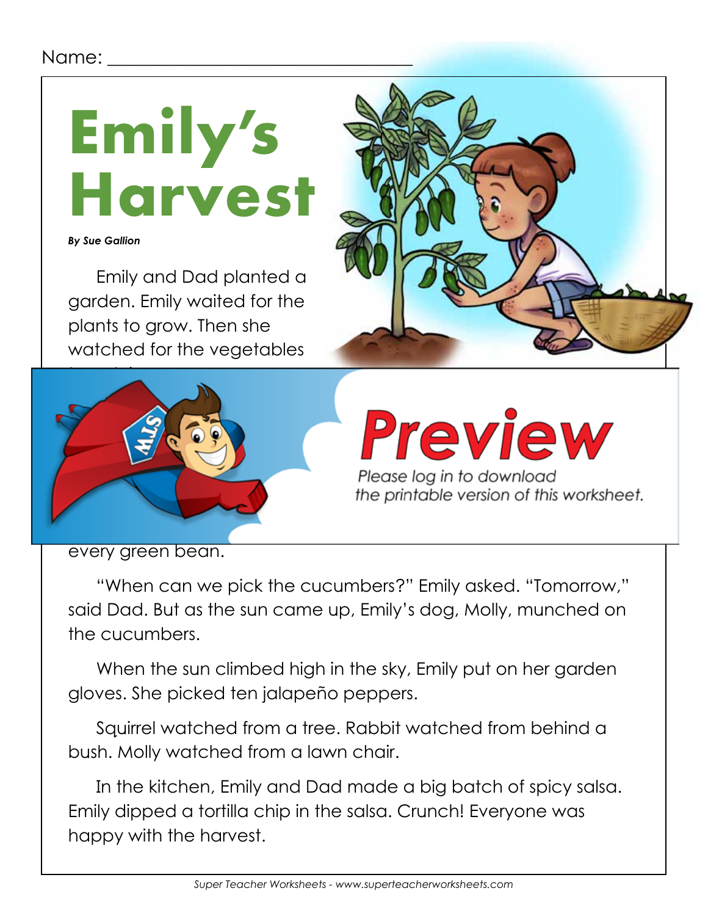Name: ______________________________

# Emily's Harvest

***By Sue Gallion***

Emily and Dad planted a garden. Emily waited for the plants to grow. Then she watched for the vegetables

Preview

Please log in to download the printable version of this worksheet.

every green bean.

"When can we pick the cucumbers?" Emily asked. "Tomorrow," said Dad. But as the sun came up, Emily's dog, Molly, munched on the cucumbers.

When the sun climbed high in the sky, Emily put on her garden gloves. She picked ten jalapeño peppers.

Squirrel watched from a tree. Rabbit watched from behind a bush. Molly watched from a lawn chair.

In the kitchen, Emily and Dad made a big batch of spicy salsa. Emily dipped a tortilla chip in the salsa. Crunch! Everyone was happy with the harvest.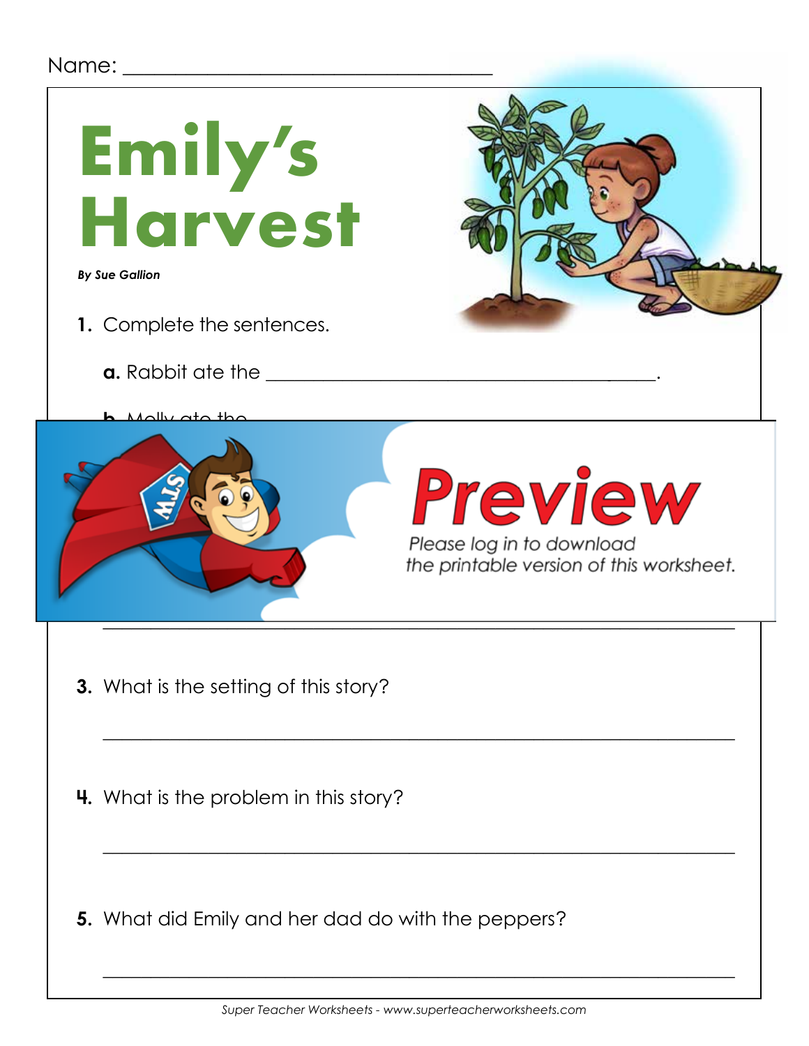Name: ___________________________________

# Emily's Harvest

***By Sue Gallion***

**1.** Complete the sentences.

**a.** Rabbit ate the ________________________________________.

**b.** Molly ate the

Preview

Please log in to download the printable version of this worksheet.

_______________________________________________________________

**3.** What is the setting of this story?

_______________________________________________________________

**4.** What is the problem in this story?

_______________________________________________________________

**5.** What did Emily and her dad do with the peppers?

_______________________________________________________________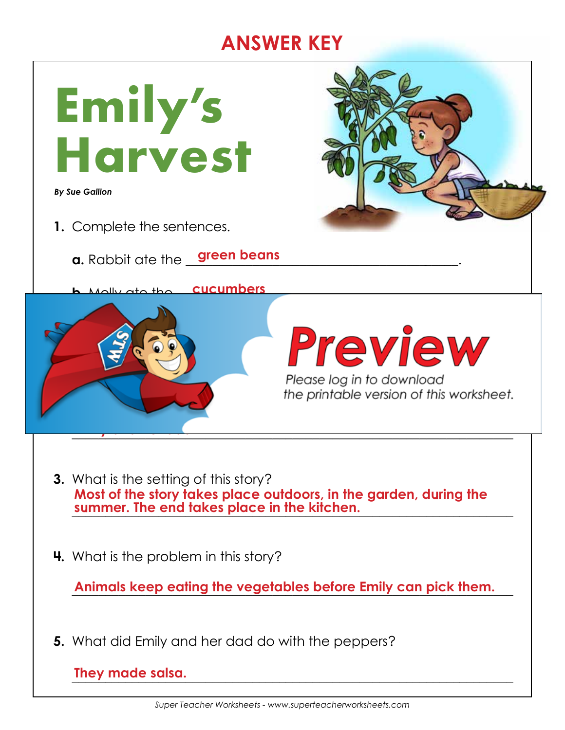## ANSWER KEY

# Emily's Harvest

***By Sue Gallion***

**1.** Complete the sentences.

**a.** Rabbit ate the **green beans**.

**b.** Molly ate the **cucumbers**

**Preview**

*Please log in to download the printable version of this worksheet.*

**3.** What is the setting of this story?

**Most of the story takes place outdoors, in the garden, during the summer. The end takes place in the kitchen.**

**4.** What is the problem in this story?

**Animals keep eating the vegetables before Emily can pick them.**

**5.** What did Emily and her dad do with the peppers?

**They made salsa.**